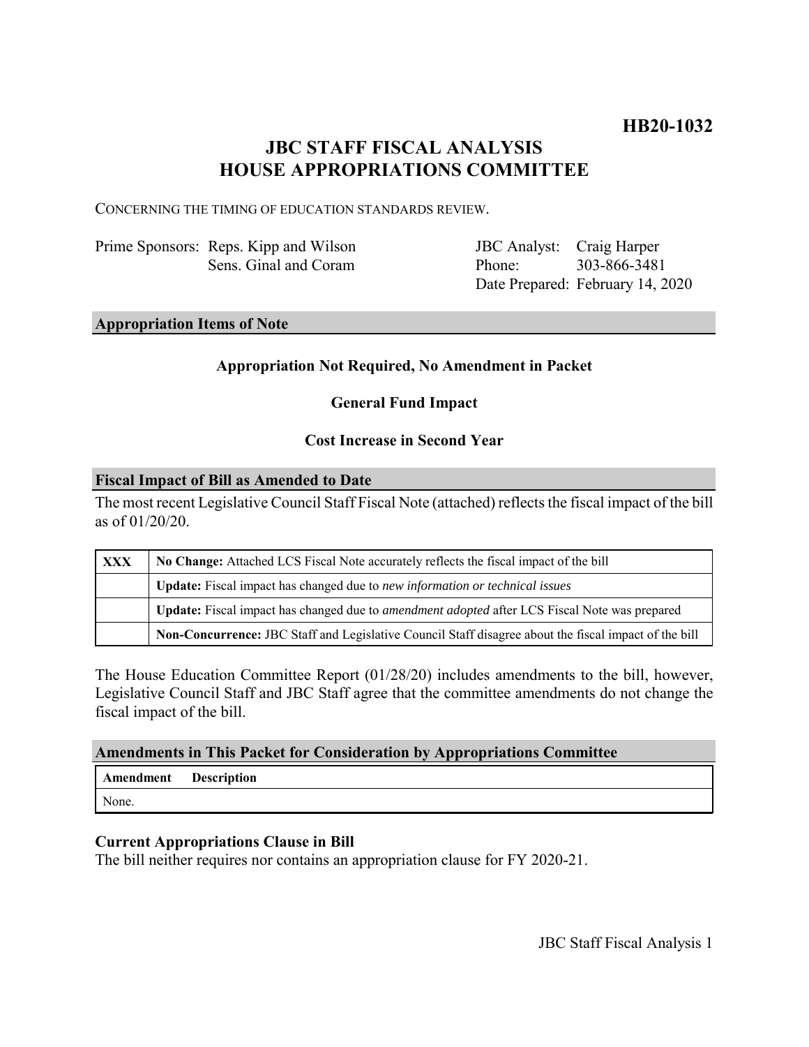**HB20-1032**

# JBC STAFF FISCAL ANALYSIS
# HOUSE APPROPRIATIONS COMMITTEE

CONCERNING THE TIMING OF EDUCATION STANDARDS REVIEW.

| | | | |
|---|---|---|---|
| Prime Sponsors: | Reps. Kipp and Wilson<br>Sens. Ginal and Coram | JBC Analyst:<br>Phone:<br>Date Prepared: | Craig Harper<br>303-866-3481<br>February 14, 2020 |

## Appropriation Items of Note

**Appropriation Not Required, No Amendment in Packet**

**General Fund Impact**

**Cost Increase in Second Year**

## Fiscal Impact of Bill as Amended to Date

The most recent Legislative Council Staff Fiscal Note (attached) reflects the fiscal impact of the bill as of 01/20/20.

| | |
|---|---|
| **XXX** | **No Change:** Attached LCS Fiscal Note accurately reflects the fiscal impact of the bill |
| | **Update:** Fiscal impact has changed due to *new information or technical issues* |
| | **Update:** Fiscal impact has changed due to *amendment adopted* after LCS Fiscal Note was prepared |
| | **Non-Concurrence:** JBC Staff and Legislative Council Staff disagree about the fiscal impact of the bill |

The House Education Committee Report (01/28/20) includes amendments to the bill, however, Legislative Council Staff and JBC Staff agree that the committee amendments do not change the fiscal impact of the bill.

## Amendments in This Packet for Consideration by Appropriations Committee

| Amendment | Description |
|---|---|
| None. | |

### Current Appropriations Clause in Bill

The bill neither requires nor contains an appropriation clause for FY 2020-21.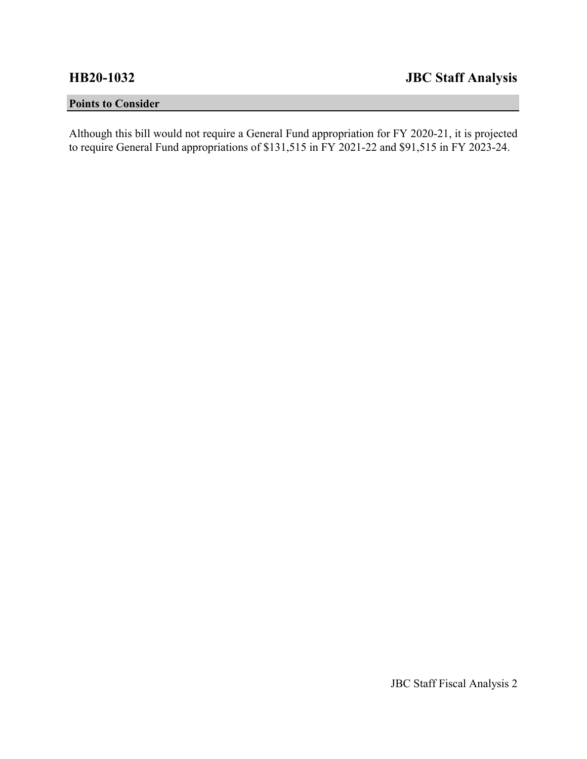## Points to Consider

Although this bill would not require a General Fund appropriation for FY 2020-21, it is projected to require General Fund appropriations of $131,515 in FY 2021-22 and $91,515 in FY 2023-24.